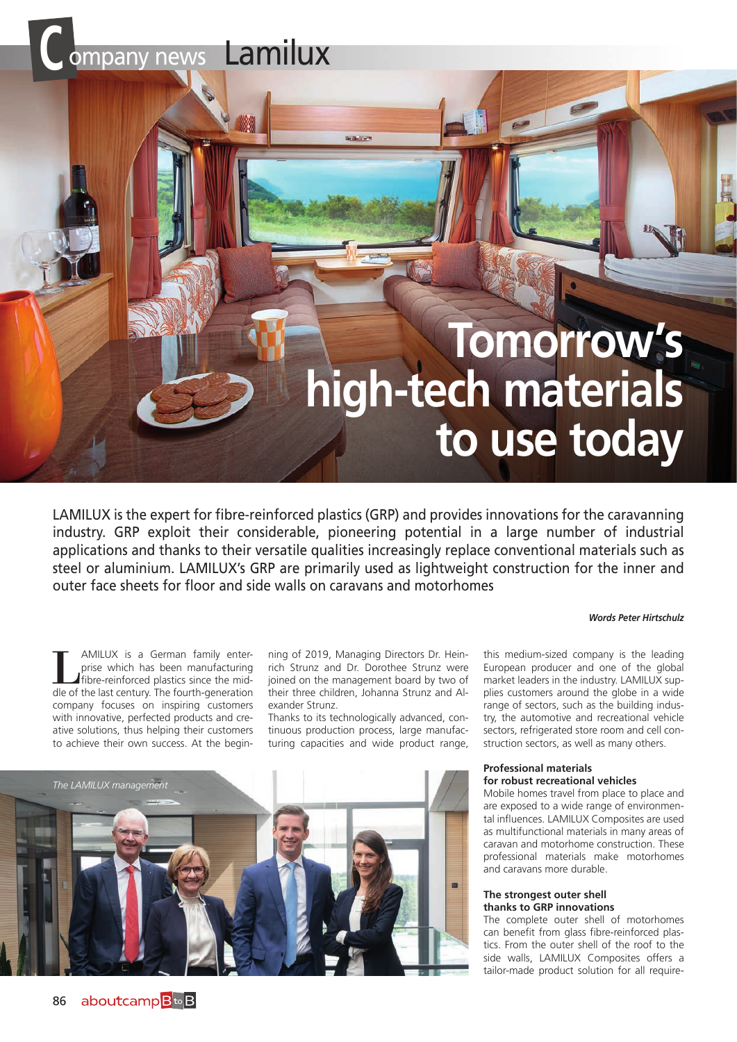Company news Lamilux

# Tomorrow's high-tech materials to use today

LAMILUX is the expert for fibre-reinforced plastics (GRP) and provides innovations for the caravanning industry. GRP exploit their considerable, pioneering potential in a large number of industrial applications and thanks to their versatile qualities increasingly replace conventional materials such as steel or aluminium. LAMILUX's GRP are primarily used as lightweight construction for the inner and outer face sheets for floor and side walls on caravans and motorhomes

***Words Peter Hirtschulz***

LAMILUX is a German family enterprise which has been manufacturing fibre-reinforced plastics since the middle of the last century. The fourth-generation company focuses on inspiring customers with innovative, perfected products and creative solutions, thus helping their customers to achieve their own success. At the beginning of 2019, Managing Directors Dr. Heinrich Strunz and Dr. Dorothee Strunz were joined on the management board by two of their three children, Johanna Strunz and Alexander Strunz.

Thanks to its technologically advanced, continuous production process, large manufacturing capacities and wide product range, this medium-sized company is the leading European producer and one of the global market leaders in the industry. LAMILUX supplies customers around the globe in a wide range of sectors, such as the building industry, the automotive and recreational vehicle sectors, refrigerated store room and cell construction sectors, as well as many others.

*The LAMILUX management*

### Professional materials for robust recreational vehicles

Mobile homes travel from place to place and are exposed to a wide range of environmental influences. LAMILUX Composites are used as multifunctional materials in many areas of caravan and motorhome construction. These professional materials make motorhomes and caravans more durable.

### The strongest outer shell thanks to GRP innovations

The complete outer shell of motorhomes can benefit from glass fibre-reinforced plastics. From the outer shell of the roof to the side walls, LAMILUX Composites offers a tailor-made product solution for all require-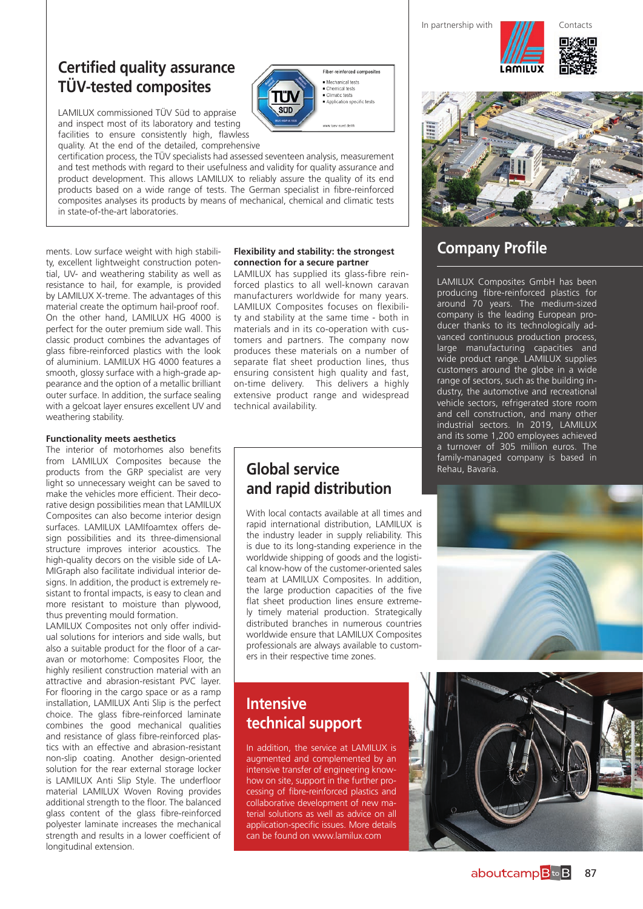In partnership with

Contacts

## Certified quality assurance TÜV-tested composites

LAMILUX commissioned TÜV Süd to appraise and inspect most of its laboratory and testing facilities to ensure consistently high, flawless quality. At the end of the detailed, comprehensive certification process, the TÜV specialists had assessed seventeen analysis, measurement and test methods with regard to their usefulness and validity for quality assurance and product development. This allows LAMILUX to reliably assure the quality of its end products based on a wide range of tests. The German specialist in fibre-reinforced composites analyses its products by means of mechanical, chemical and climatic tests in state-of-the-art laboratories.

Fiber-reinforced composites
- Mechanical tests
- Chemical tests
- Climatic tests
- Application specific tests

www.tuev-sued.de/ms

ments. Low surface weight with high stability, excellent lightweight construction potential, UV- and weathering stability as well as resistance to hail, for example, is provided by LAMILUX X-treme. The advantages of this material create the optimum hail-proof roof. On the other hand, LAMILUX HG 4000 is perfect for the outer premium side wall. This classic product combines the advantages of glass fibre-reinforced plastics with the look of aluminium. LAMILUX HG 4000 features a smooth, glossy surface with a high-grade appearance and the option of a metallic brilliant outer surface. In addition, the surface sealing with a gelcoat layer ensures excellent UV and weathering stability.

**Functionality meets aesthetics**
The interior of motorhomes also benefits from LAMILUX Composites because the products from the GRP specialist are very light so unnecessary weight can be saved to make the vehicles more efficient. Their decorative design possibilities mean that LAMILUX Composites can also become interior design surfaces. LAMILUX LAMIfoamtex offers design possibilities and its three-dimensional structure improves interior acoustics. The high-quality decors on the visible side of LAMIGraph also facilitate individual interior designs. In addition, the product is extremely resistant to frontal impacts, is easy to clean and more resistant to moisture than plywood, thus preventing mould formation.
LAMILUX Composites not only offer individual solutions for interiors and side walls, but also a suitable product for the floor of a caravan or motorhome: Composites Floor, the highly resilient construction material with an attractive and abrasion-resistant PVC layer. For flooring in the cargo space or as a ramp installation, LAMILUX Anti Slip is the perfect choice. The glass fibre-reinforced laminate combines the good mechanical qualities and resistance of glass fibre-reinforced plastics with an effective and abrasion-resistant non-slip coating. Another design-oriented solution for the rear external storage locker is LAMILUX Anti Slip Style. The underfloor material LAMILUX Woven Roving provides additional strength to the floor. The balanced glass content of the glass fibre-reinforced polyester laminate increases the mechanical strength and results in a lower coefficient of longitudinal extension.

**Flexibility and stability: the strongest connection for a secure partner**
LAMILUX has supplied its glass-fibre reinforced plastics to all well-known caravan manufacturers worldwide for many years. LAMILUX Composites focuses on flexibility and stability at the same time - both in materials and in its co-operation with customers and partners. The company now produces these materials on a number of separate flat sheet production lines, thus ensuring consistent high quality and fast, on-time delivery. This delivers a highly extensive product range and widespread technical availability.

## Global service and rapid distribution

With local contacts available at all times and rapid international distribution, LAMILUX is the industry leader in supply reliability. This is due to its long-standing experience in the worldwide shipping of goods and the logistical know-how of the customer-oriented sales team at LAMILUX Composites. In addition, the large production capacities of the five flat sheet production lines ensure extremely timely material production. Strategically distributed branches in numerous countries worldwide ensure that LAMILUX Composites professionals are always available to customers in their respective time zones.

## Intensive technical support

In addition, the service at LAMILUX is augmented and complemented by an intensive transfer of engineering know-how on site, support in the further processing of fibre-reinforced plastics and collaborative development of new material solutions as well as advice on all application-specific issues. More details can be found on www.lamilux.com

## Company Profile

LAMILUX Composites GmbH has been producing fibre-reinforced plastics for around 70 years. The medium-sized company is the leading European producer thanks to its technologically advanced continuous production process, large manufacturing capacities and wide product range. LAMILUX supplies customers around the globe in a wide range of sectors, such as the building industry, the automotive and recreational vehicle sectors, refrigerated store room and cell construction, and many other industrial sectors. In 2019, LAMILUX and its some 1,200 employees achieved a turnover of 305 million euros. The family-managed company is based in Rehau, Bavaria.